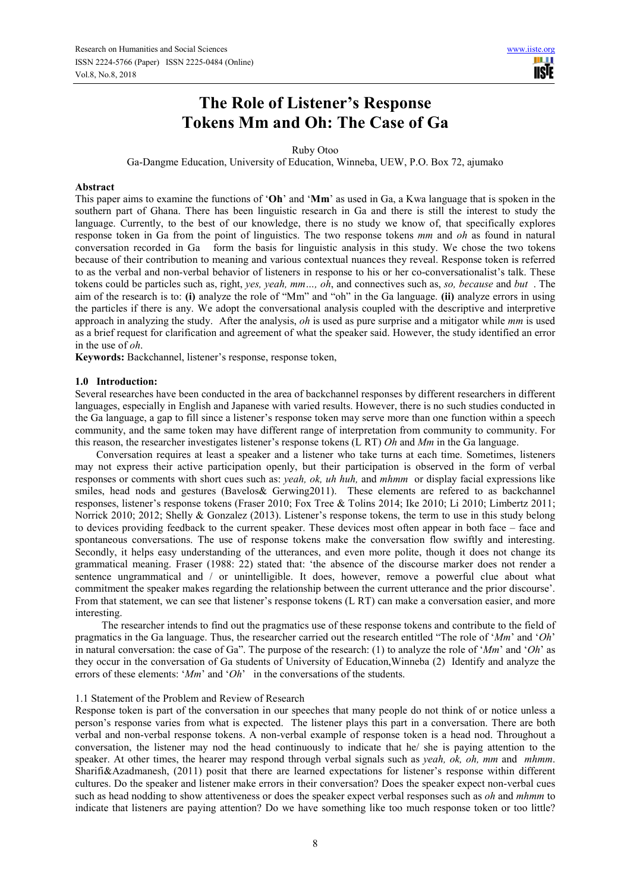# The Role of Listener's Response Tokens Mm and Oh: The Case of Ga

Ruby Otoo

Ga-Dangme Education, University of Education, Winneba, UEW, P.O. Box 72, ajumako

## Abstract

This paper aims to examine the functions of '**Oh**' and '**Mm**' as used in Ga, a Kwa language that is spoken in the southern part of Ghana. There has been linguistic research in Ga and there is still the interest to study the language. Currently, to the best of our knowledge, there is no study we know of, that specifically explores response token in Ga from the point of linguistics. The two response tokens *mm* and *oh* as found in natural conversation recorded in Ga form the basis for linguistic analysis in this study. We chose the two tokens because of their contribution to meaning and various contextual nuances they reveal. Response token is referred to as the verbal and non-verbal behavior of listeners in response to his or her co-conversationalist's talk. These tokens could be particles such as, right, *yes, yeah, mm…, oh*, and connectives such as, *so, because* and *but* . The aim of the research is to: **(i)** analyze the role of "Mm" and "oh" in the Ga language. **(ii)** analyze errors in using the particles if there is any. We adopt the conversational analysis coupled with the descriptive and interpretive approach in analyzing the study. After the analysis, *oh* is used as pure surprise and a mitigator while *mm* is used as a brief request for clarification and agreement of what the speaker said. However, the study identified an error in the use of *oh*.

**Keywords:** Backchannel, listener's response, response token,

## 1.0 Introduction:

Several researches have been conducted in the area of backchannel responses by different researchers in different languages, especially in English and Japanese with varied results. However, there is no such studies conducted in the Ga language, a gap to fill since a listener's response token may serve more than one function within a speech community, and the same token may have different range of interpretation from community to community. For this reason, the researcher investigates listener's response tokens (L RT) *Oh* and *Mm* in the Ga language.

Conversation requires at least a speaker and a listener who take turns at each time. Sometimes, listeners may not express their active participation openly, but their participation is observed in the form of verbal responses or comments with short cues such as: *yeah, ok, uh huh,* and *mhmm* or display facial expressions like smiles, head nods and gestures (Bavelos& Gerwing2011). These elements are refered to as backchannel responses, listener's response tokens (Fraser 2010; Fox Tree & Tolins 2014; Ike 2010; Li 2010; Limbertz 2011; Norrick 2010; 2012; Shelly & Gonzalez (2013). Listener's response tokens, the term to use in this study belong to devices providing feedback to the current speaker. These devices most often appear in both face – face and spontaneous conversations. The use of response tokens make the conversation flow swiftly and interesting. Secondly, it helps easy understanding of the utterances, and even more polite, though it does not change its grammatical meaning. Fraser (1988: 22) stated that: 'the absence of the discourse marker does not render a sentence ungrammatical and / or unintelligible. It does, however, remove a powerful clue about what commitment the speaker makes regarding the relationship between the current utterance and the prior discourse'. From that statement, we can see that listener's response tokens (L RT) can make a conversation easier, and more interesting.

The researcher intends to find out the pragmatics use of these response tokens and contribute to the field of pragmatics in the Ga language. Thus, the researcher carried out the research entitled "The role of '*Mm*' and '*Oh*' in natural conversation: the case of Ga". The purpose of the research: (1) to analyze the role of '*Mm*' and '*Oh*' as they occur in the conversation of Ga students of University of Education,Winneba (2) Identify and analyze the errors of these elements: '*Mm*' and '*Oh*' in the conversations of the students.

### 1.1 Statement of the Problem and Review of Research

Response token is part of the conversation in our speeches that many people do not think of or notice unless a person's response varies from what is expected. The listener plays this part in a conversation. There are both verbal and non-verbal response tokens. A non-verbal example of response token is a head nod. Throughout a conversation, the listener may nod the head continuously to indicate that he/ she is paying attention to the speaker. At other times, the hearer may respond through verbal signals such as *yeah, ok, oh, mm* and *mhmm*. Sharifi&Azadmanesh, (2011) posit that there are learned expectations for listener's response within different cultures. Do the speaker and listener make errors in their conversation? Does the speaker expect non-verbal cues such as head nodding to show attentiveness or does the speaker expect verbal responses such as *oh* and *mhmm* to indicate that listeners are paying attention? Do we have something like too much response token or too little?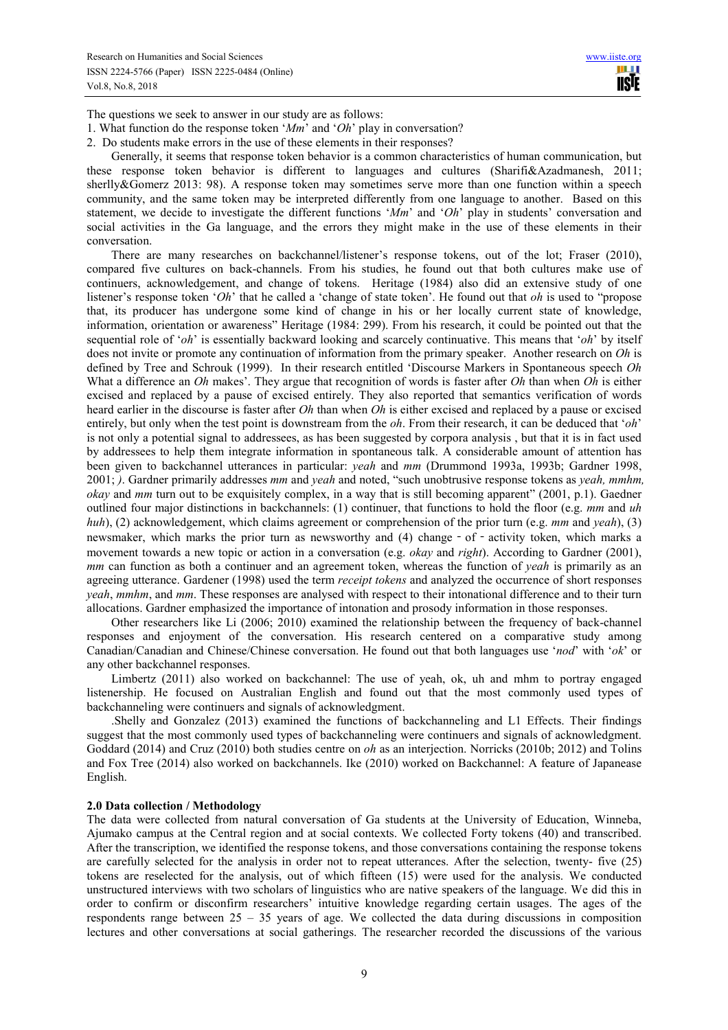The questions we seek to answer in our study are as follows:

1. What function do the response token '*Mm*' and '*Oh*' play in conversation?
2. Do students make errors in the use of these elements in their responses?

Generally, it seems that response token behavior is a common characteristics of human communication, but these response token behavior is different to languages and cultures (Sharifi&Azadmanesh, 2011; sherlly&Gomerz 2013: 98). A response token may sometimes serve more than one function within a speech community, and the same token may be interpreted differently from one language to another. Based on this statement, we decide to investigate the different functions '*Mm*' and '*Oh*' play in students' conversation and social activities in the Ga language, and the errors they might make in the use of these elements in their conversation.

There are many researches on backchannel/listener's response tokens, out of the lot; Fraser (2010), compared five cultures on back-channels. From his studies, he found out that both cultures make use of continuers, acknowledgement, and change of tokens. Heritage (1984) also did an extensive study of one listener's response token '*Oh*' that he called a 'change of state token'. He found out that *oh* is used to "propose that, its producer has undergone some kind of change in his or her locally current state of knowledge, information, orientation or awareness" Heritage (1984: 299). From his research, it could be pointed out that the sequential role of '*oh*' is essentially backward looking and scarcely continuative. This means that '*oh*' by itself does not invite or promote any continuation of information from the primary speaker. Another research on *Oh* is defined by Tree and Schrouk (1999). In their research entitled 'Discourse Markers in Spontaneous speech *Oh* What a difference an *Oh* makes'. They argue that recognition of words is faster after *Oh* than when *Oh* is either excised and replaced by a pause of excised entirely. They also reported that semantics verification of words heard earlier in the discourse is faster after *Oh* than when *Oh* is either excised and replaced by a pause or excised entirely, but only when the test point is downstream from the *oh*. From their research, it can be deduced that '*oh*' is not only a potential signal to addressees, as has been suggested by corpora analysis , but that it is in fact used by addressees to help them integrate information in spontaneous talk. A considerable amount of attention has been given to backchannel utterances in particular: *yeah* and *mm* (Drummond 1993a, 1993b; Gardner 1998, 2001; *)*. Gardner primarily addresses *mm* and *yeah* and noted, "such unobtrusive response tokens as *yeah, mmhm, okay* and *mm* turn out to be exquisitely complex, in a way that is still becoming apparent" (2001, p.1). Gaedner outlined four major distinctions in backchannels: (1) continuer, that functions to hold the floor (e.g. *mm* and *uh huh*), (2) acknowledgement, which claims agreement or comprehension of the prior turn (e.g. *mm* and *yeah*), (3) newsmaker, which marks the prior turn as newsworthy and (4) change - of - activity token, which marks a movement towards a new topic or action in a conversation (e.g. *okay* and *right*). According to Gardner (2001), *mm* can function as both a continuer and an agreement token, whereas the function of *yeah* is primarily as an agreeing utterance. Gardener (1998) used the term *receipt tokens* and analyzed the occurrence of short responses *yeah*, *mmhm*, and *mm*. These responses are analysed with respect to their intonational difference and to their turn allocations. Gardner emphasized the importance of intonation and prosody information in those responses.

Other researchers like Li (2006; 2010) examined the relationship between the frequency of back-channel responses and enjoyment of the conversation. His research centered on a comparative study among Canadian/Canadian and Chinese/Chinese conversation. He found out that both languages use '*nod*' with '*ok*' or any other backchannel responses.

Limbertz (2011) also worked on backchannel: The use of yeah, ok, uh and mhm to portray engaged listenership. He focused on Australian English and found out that the most commonly used types of backchanneling were continuers and signals of acknowledgment.

.Shelly and Gonzalez (2013) examined the functions of backchanneling and L1 Effects. Their findings suggest that the most commonly used types of backchanneling were continuers and signals of acknowledgment. Goddard (2014) and Cruz (2010) both studies centre on *oh* as an interjection. Norricks (2010b; 2012) and Tolins and Fox Tree (2014) also worked on backchannels. Ike (2010) worked on Backchannel: A feature of Japanease English.

## 2.0 Data collection / Methodology

The data were collected from natural conversation of Ga students at the University of Education, Winneba, Ajumako campus at the Central region and at social contexts. We collected Forty tokens (40) and transcribed. After the transcription, we identified the response tokens, and those conversations containing the response tokens are carefully selected for the analysis in order not to repeat utterances. After the selection, twenty- five (25) tokens are reselected for the analysis, out of which fifteen (15) were used for the analysis. We conducted unstructured interviews with two scholars of linguistics who are native speakers of the language. We did this in order to confirm or disconfirm researchers' intuitive knowledge regarding certain usages. The ages of the respondents range between 25 – 35 years of age. We collected the data during discussions in composition lectures and other conversations at social gatherings. The researcher recorded the discussions of the various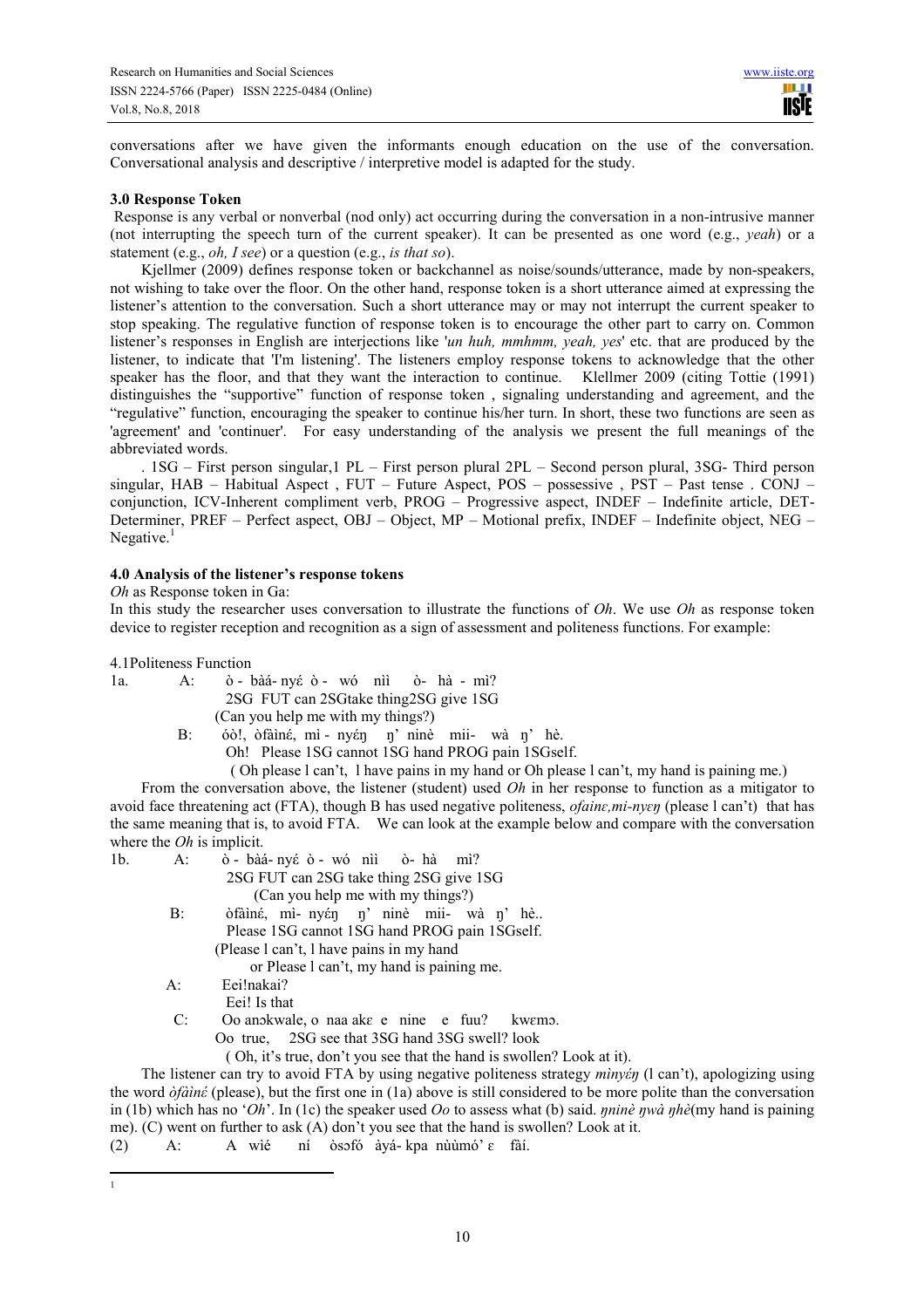conversations after we have given the informants enough education on the use of the conversation. Conversational analysis and descriptive / interpretive model is adapted for the study.

### 3.0 Response Token

Response is any verbal or nonverbal (nod only) act occurring during the conversation in a non-intrusive manner (not interrupting the speech turn of the current speaker). It can be presented as one word (e.g., *yeah*) or a statement (e.g., *oh, I see*) or a question (e.g., *is that so*).

Kjellmer (2009) defines response token or backchannel as noise/sounds/utterance, made by non-speakers, not wishing to take over the floor. On the other hand, response token is a short utterance aimed at expressing the listener's attention to the conversation. Such a short utterance may or may not interrupt the current speaker to stop speaking. The regulative function of response token is to encourage the other part to carry on. Common listener's responses in English are interjections like '*un huh, mmhmm, yeah, yes*' etc. that are produced by the listener, to indicate that 'I'm listening'. The listeners employ response tokens to acknowledge that the other speaker has the floor, and that they want the interaction to continue. Klellmer 2009 (citing Tottie (1991) distinguishes the "supportive" function of response token , signaling understanding and agreement, and the "regulative" function, encouraging the speaker to continue his/her turn. In short, these two functions are seen as 'agreement' and 'continuer'. For easy understanding of the analysis we present the full meanings of the abbreviated words.

. 1SG – First person singular,1 PL – First person plural 2PL – Second person plural, 3SG- Third person singular, HAB – Habitual Aspect , FUT – Future Aspect, POS – possessive , PST – Past tense . CONJ – conjunction, ICV-Inherent compliment verb, PROG – Progressive aspect, INDEF – Indefinite article, DET- Determiner, PREF – Perfect aspect, OBJ – Object, MP – Motional prefix, INDEF – Indefinite object, NEG – Negative.[1]

### 4.0 Analysis of the listener's response tokens

*Oh* as Response token in Ga:

In this study the researcher uses conversation to illustrate the functions of *Oh*. We use *Oh* as response token device to register reception and recognition as a sign of assessment and politeness functions. For example:

4.1Politeness Function

1a. A: ò - bàá- nyɛ́ ò - wó nìì ò- hà - mì?
2SG FUT can 2SGtake thing2SG give 1SG
(Can you help me with my things?)

B: óò!, òfàìnɛ́, mì - nyɛ́ŋ ŋ' ninè mii- wà ŋ' hè.
Oh! Please 1SG cannot 1SG hand PROG pain 1SGself.
( Oh please l can't, l have pains in my hand or Oh please l can't, my hand is paining me.)

From the conversation above, the listener (student) used *Oh* in her response to function as a mitigator to avoid face threatening act (FTA), though B has used negative politeness, *ofainɛ,mi-nyɛŋ* (please l can't) that has the same meaning that is, to avoid FTA. We can look at the example below and compare with the conversation where the *Oh* is implicit.

1b. A: ò - bàá- nyɛ́ ò - wó nìì ò- hà mì?
2SG FUT can 2SG take thing 2SG give 1SG
(Can you help me with my things?)

B: òfàìnɛ́, mì- nyɛ́ŋ ŋ' ninè mii- wà ŋ' hè..
Please 1SG cannot 1SG hand PROG pain 1SGself.
(Please l can't, l have pains in my hand
or Please l can't, my hand is paining me.

A: Eei!nakai?
Eei! Is that

C: Oo anɔkwale, o naa akɛ e nine e fuu? kwɛmɔ.
Oo true, 2SG see that 3SG hand 3SG swell? look
( Oh, it's true, don't you see that the hand is swollen? Look at it).

The listener can try to avoid FTA by using negative politeness strategy *mìnyɛ́ŋ* (l can't), apologizing using the word *òfàìnɛ́* (please), but the first one in (1a) above is still considered to be more polite than the conversation in (1b) which has no '*Oh*'. In (1c) the speaker used *Oo* to assess what (b) said. *ŋninè ŋwà ŋhè*(my hand is paining me). (C) went on further to ask (A) don't you see that the hand is swollen? Look at it.

(2) A: A wìé ní òsɔfó àyá- kpa nùùmó' ɛ fàí.

[1]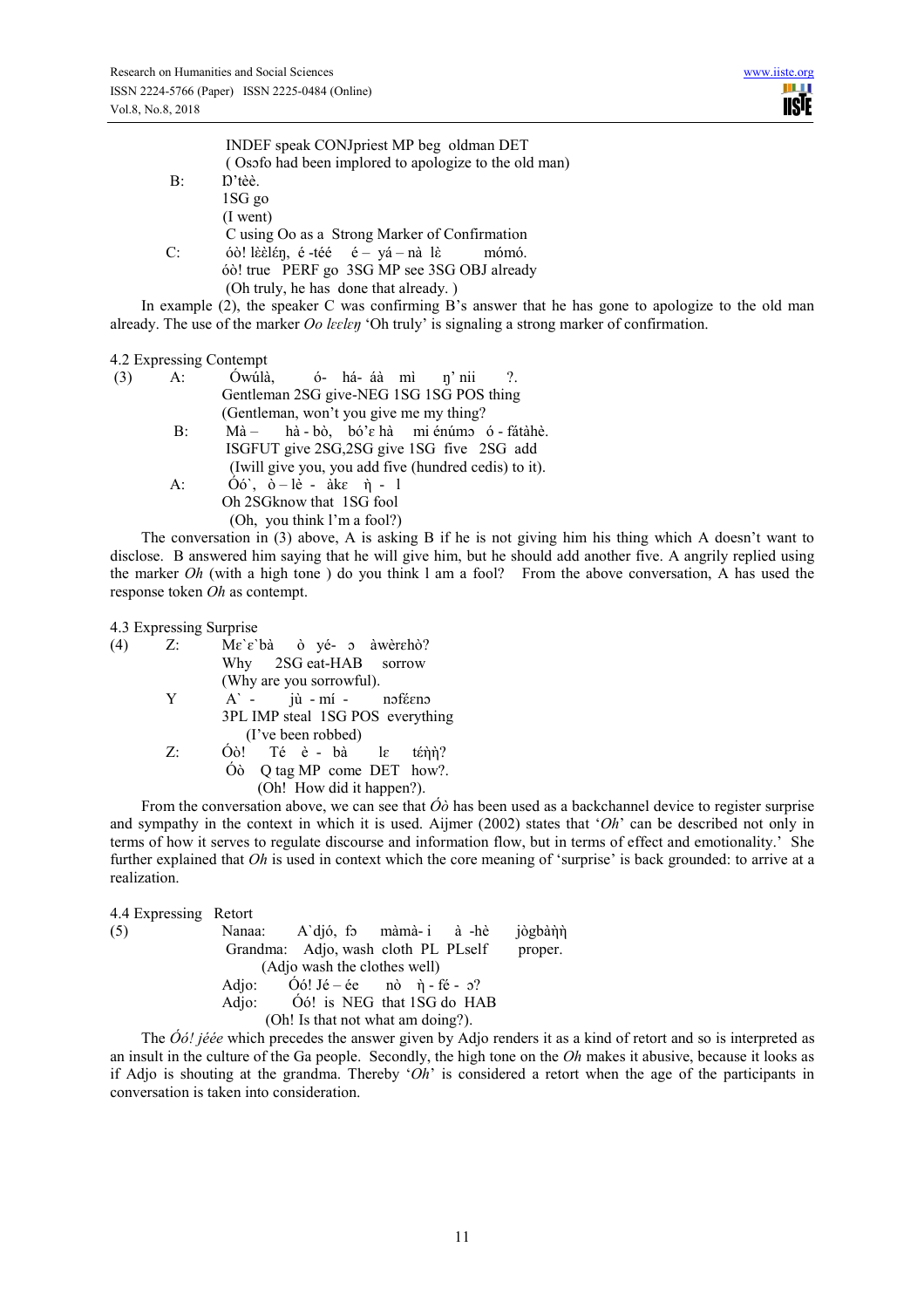INDEF speak CONJpriest MP beg oldman DET
(Osɔfo had been implored to apologize to the old man)

B: Ŋ'tèè.
1SG go
(I went)

C using Oo as a Strong Marker of Confirmation

C: óò! lèèléŋ, é -téé é – yá – nà lè mómó.
óò! true PERF go 3SG MP see 3SG OBJ already
(Oh truly, he has done that already. )

In example (2), the speaker C was confirming B's answer that he has gone to apologize to the old man already. The use of the marker *Oo lɛɛlɛŋ* 'Oh truly' is signaling a strong marker of confirmation.

### 4.2 Expressing Contempt

(3) A: Ówúlà, ó- há- áà mì ŋ' nii ?.
Gentleman 2SG give-NEG 1SG 1SG POS thing
(Gentleman, won't you give me my thing?

B: Mà – hà - bò, bó'ɛ hà mì énúmɔ ó - fátàhè.
ISGFUT give 2SG,2SG give 1SG five 2SG add
(Iwill give you, you add five (hundred cedis) to it).

A: Óó`, ò – lè - àkɛ ǹ - l
Oh 2SGknow that 1SG fool
(Oh, you think l'm a fool?)

The conversation in (3) above, A is asking B if he is not giving him his thing which A doesn't want to disclose. B answered him saying that he will give him, but he should add another five. A angrily replied using the marker *Oh* (with a high tone ) do you think l am a fool? From the above conversation, A has used the response token *Oh* as contempt.

### 4.3 Expressing Surprise

(4) Z: Mɛ`ɛ`bà ò yé- ɔ àwèrɛhò?
Why 2SG eat-HAB sorrow
(Why are you sorrowful).

Y A` - jù - mí - nɔféɛnɔ
3PL IMP steal 1SG POS everything
(I've been robbed)

Z: Óò! Té è - bà lɛ téǹǹ?
Óò Q tag MP come DET how?.
(Oh! How did it happen?).

From the conversation above, we can see that *Óò* has been used as a backchannel device to register surprise and sympathy in the context in which it is used. Aijmer (2002) states that '*Oh*' can be described not only in terms of how it serves to regulate discourse and information flow, but in terms of effect and emotionality.' She further explained that *Oh* is used in context which the core meaning of 'surprise' is back grounded: to arrive at a realization.

### 4.4 Expressing Retort

(5) Nanaa: A`djó, fɔ màmà- i à -hè jògbàǹǹ
Grandma: Adjo, wash cloth PL PLself proper.
(Adjo wash the clothes well)

Adjo: Óó! Jé – ée nò ǹ - fé - ɔ?
Adjo: Óó! is NEG that 1SG do HAB
(Oh! Is that not what am doing?).

The *Óó! jéée* which precedes the answer given by Adjo renders it as a kind of retort and so is interpreted as an insult in the culture of the Ga people. Secondly, the high tone on the *Oh* makes it abusive, because it looks as if Adjo is shouting at the grandma. Thereby '*Oh*' is considered a retort when the age of the participants in conversation is taken into consideration.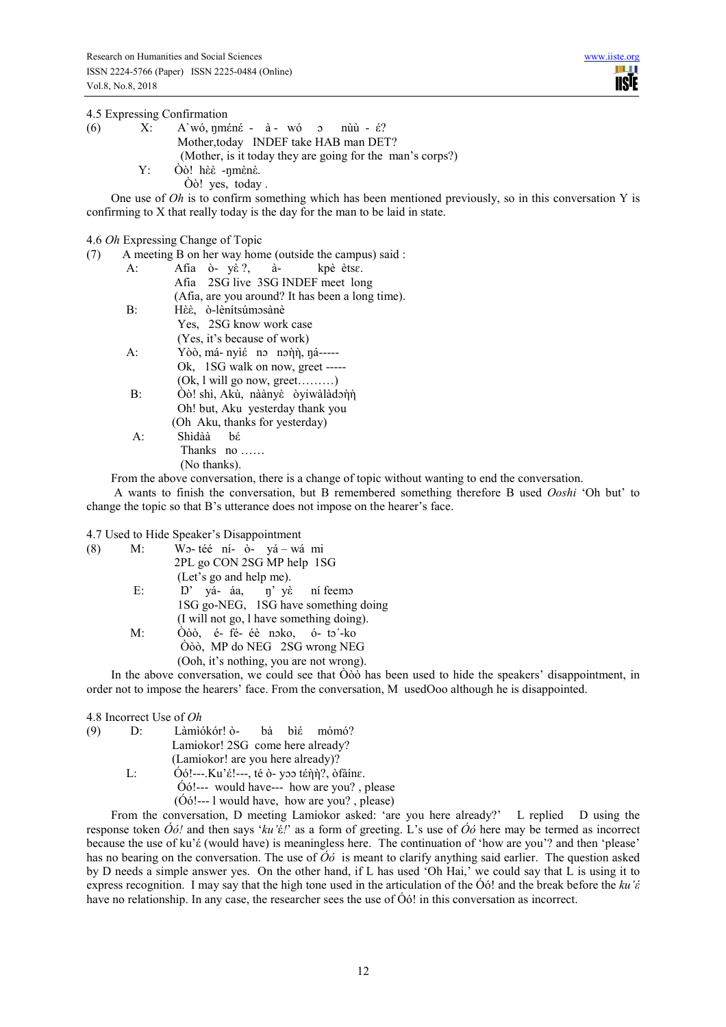4.5 Expressing Confirmation

(6) X: A`wó, ŋmɛ́nɛ́ - à - wó ɔ nùù - ɛ́?
Mother,today INDEF take HAB man DET?
(Mother, is it today they are going for the man's corps?)

Y: Òò! hɛ̀ɛ̀ -ŋmɛ̀nɛ̀.
Òò! yes, today .

One use of *Oh* is to confirm something which has been mentioned previously, so in this conversation Y is confirming to X that really today is the day for the man to be laid in state.

4.6 *Oh* Expressing Change of Topic

(7) A meeting B on her way home (outside the campus) said :

A: Afia ò- yɛ̀ ?, à- kpè ètsɛ.
Afia 2SG live 3SG INDEF meet long
(Afia, are you around? It has been a long time).

B: Hɛ̀ɛ̀, ò-lènítsúmɔsànè
Yes, 2SG know work case
(Yes, it's because of work)

A: Yòò, má- nyìɛ́ nɔ nɔŋ̀ŋ̀, ŋá-----
Ok, 1SG walk on now, greet -----
(Ok, l will go now, greet………)

B: Òò! shì, Akù, nààǹyɛ̀ òyiwàlàdɔŋ̀ŋ̀
Oh! but, Aku yesterday thank you
(Oh Aku, thanks for yesterday)

A: Shìdàà bɛ́
Thanks no ……
(No thanks).

From the above conversation, there is a change of topic without wanting to end the conversation.

A wants to finish the conversation, but B remembered something therefore B used *Ooshi* 'Oh but' to change the topic so that B's utterance does not impose on the hearer's face.

4.7 Used to Hide Speaker's Disappointment

(8) M: Wɔ- téé ní- ò- yá – wá mi
2PL go CON 2SG MP help 1SG
(Let's go and help me).

E: Ŋ' yá- áa, ŋ' yɛ̀ ní feemɔ
1SG go-NEG, 1SG have something doing
(I will not go, l have something doing).

M: Òòò, é- fé- éè nɔko, ó- tɔ´-ko
Òòò, MP do NEG 2SG wrong NEG
(Ooh, it's nothing, you are not wrong).

In the above conversation, we could see that Òòò has been used to hide the speakers' disappointment, in order not to impose the hearers' face. From the conversation, M usedOoo although he is disappointed.

4.8 Incorrect Use of *Oh*

(9) D: Làmìókór! ò- bà bìɛ́ mómó?
Lamiokor! 2SG come here already?
(Lamiokor! are you here already)?

L: Óó!---.Ku'ɛ́!---, té ò- yɔɔ tɛ́ŋ̀ŋ̀?, òfàínɛ.
Óó!--- would have--- how are you? , please
(Óó!--- l would have, how are you? , please)

From the conversation, D meeting Lamiokor asked: 'are you here already?' L replied D using the response token *Óó!* and then says '*ku'ɛ́!*' as a form of greeting. L's use of *Óó* here may be termed as incorrect because the use of ku'ɛ́ (would have) is meaningless here. The continuation of 'how are you'? and then 'please' has no bearing on the conversation. The use of *Óó* is meant to clarify anything said earlier. The question asked by D needs a simple answer yes. On the other hand, if L has used 'Oh Hai,' we could say that L is using it to express recognition. I may say that the high tone used in the articulation of the Óó! and the break before the *ku'ɛ́* have no relationship. In any case, the researcher sees the use of Óó! in this conversation as incorrect.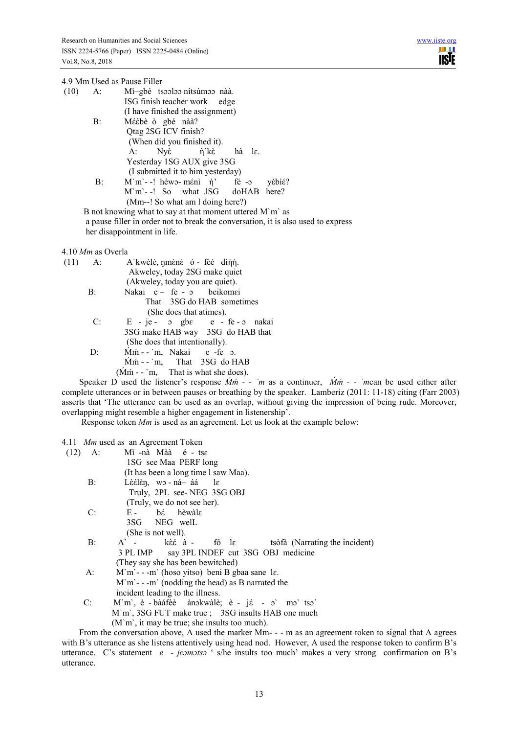4.9 Mm Used as Pause Filler

(10) A: Mì–gbé tsɔɔlɔɔ nítsúmɔɔ nàà.
ISG finish teacher work edge
(I have finished the assignment)

B: Mɛ́ɛ̀bè ò gbé nàà?
Qtag 2SG ICV finish?
(When did you finished it).

A: Nyɛ̀ ŋ̀'kɛ̀ hà lɛ.
Yesterday 1SG AUX give 3SG
(I submitted it to him yesterday)

B: M`m`- -! héwɔ- mɛ́nì ŋ̀' fé -ɔ yɛ̀biɛ́?
M`m`- -! So what .lSG doHAB here?
(Mm--! So what am l doing here?)

B not knowing what to say at that moment uttered M`m` as a pause filler in order not to break the conversation, it is also used to express her disappointment in life.

4.10 *Mm* as Overla

(11) A: A`kwèlé, ŋmɛ̀nɛ̀ ó - fèé dìŋ̀ŋ̀.
Akweley, today 2SG make quiet
(Akweley, today you are quiet).

B: Nakai e – fe - ɔ beikomɛi
That 3SG do HAB sometimes
(She does that atimes).

C: E - je - ɔ gbɛ e - fe - ɔ nakai
3SG make HAB way 3SG do HAB that
(She does that intentionally).

D: Ḿḿ - - `m, Nakai e -fe ɔ.
Ḿḿ - - `m, That 3SG do HAB
(Ḿḿ - - `m, That is what she does).

Speaker D used the listener's response *Ḿḿ - - `m* as a continuer, *Ḿḿ - - `m*can be used either after complete utterances or in between pauses or breathing by the speaker. Lamberiz (2011: 11-18) citing (Farr 2003) asserts that 'The utterance can be used as an overlap, without giving the impression of being rude. Moreover, overlapping might resemble a higher engagement in listenership'.

Response token *Mm* is used as an agreement. Let us look at the example below:

4.11 *Mm* used as an Agreement Token

(12) A: Mì -nà Màà é - tsɛ
1SG see Maa PERF long
(It has been a long time l saw Maa).

B: Lɛ̀ɛ́lɛ̀ŋ, wɔ - ná– áá lɛ
Truly, 2PL see- NEG 3SG OBJ
(Truly, we do not see her).

C: E - bɛ́ hèwàlɛ
3SG NEG welL
(She is not well).

B: A` - kɛ̀ɛ́ à - fó lɛ tsòfà (Narrating the incident)
3 PL IMP say 3PL INDEF cut 3SG OBJ medicine
(They say she has been bewitched)

A: M`m`- - -m` (hoso yitso) beni B gbaa sane lɛ.
M`m`- - -m` (nodding the head) as B narrated the incident leading to the illness.

C: M`m`, è - bàáfèè ànɔkwàlè; è - jɛ́ - ɔ` mɔ` tsɔ´
M`m`, 3SG FUT make true ; 3SG insults HAB one much
(M`m`, it may be true; she insults too much).

From the conversation above, A used the marker Mm- - - m as an agreement token to signal that A agrees with B's utterance as she listens attentively using head nod. However, A used the response token to confirm B's utterance. C's statement *e - jɛɔmɔtsɔ* ' s/he insults too much' makes a very strong confirmation on B's utterance.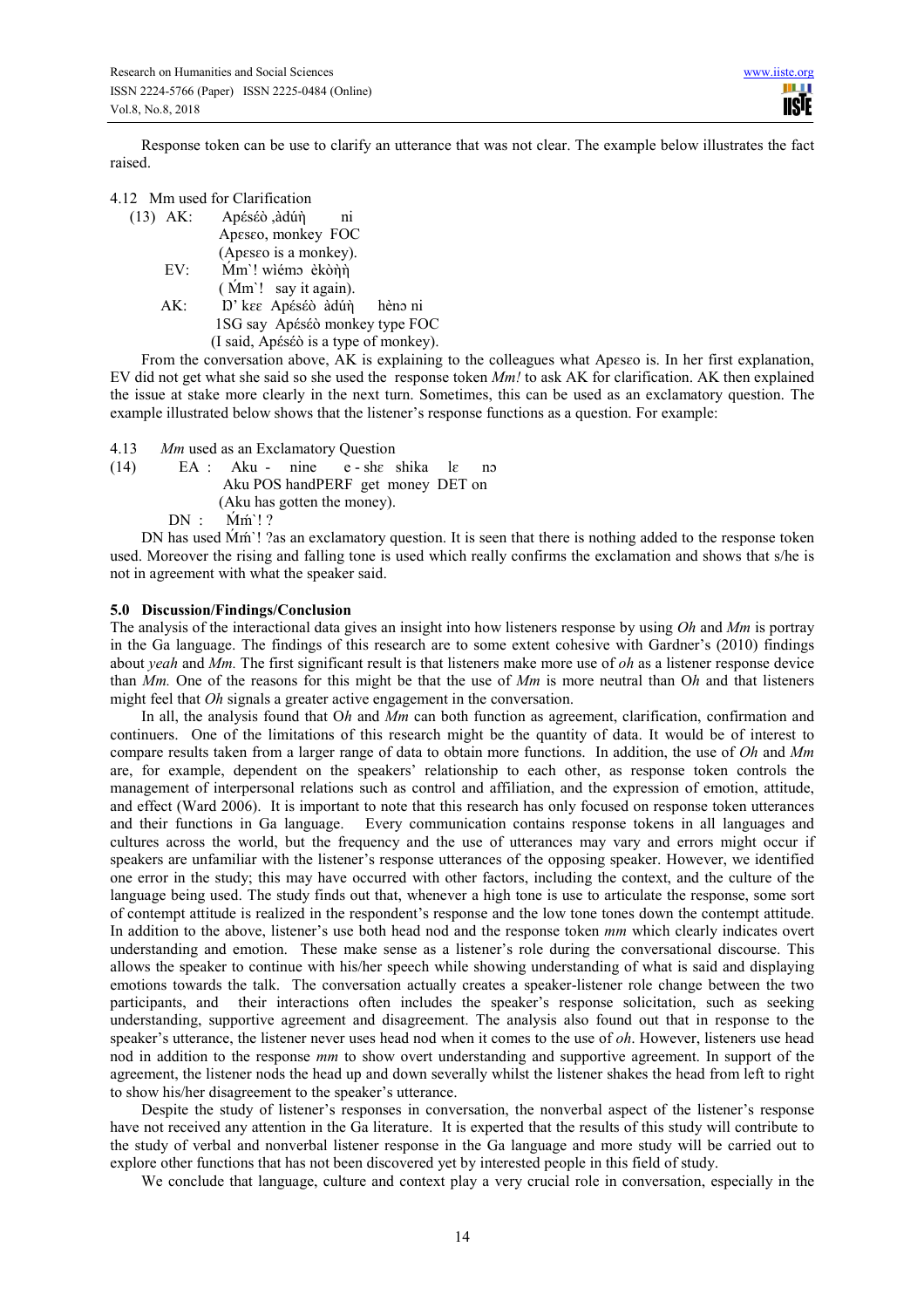Response token can be use to clarify an utterance that was not clear. The example below illustrates the fact raised.

4.12 Mm used for Clarification

(13) AK: Apέsέò ,àdúŋ̀ ni
Apεsεo, monkey FOC
(Apεsεo is a monkey).

EV: Ḿm`! wìémɔ èkòŋ̀ŋ̀
( Ḿm`! say it again).

AK: Ŋ' kεε Apέsέò àdúŋ̀ hènɔ ni
1SG say Apέsέò monkey type FOC
(I said, Apέsέò is a type of monkey).

From the conversation above, AK is explaining to the colleagues what Apεsεo is. In her first explanation, EV did not get what she said so she used the response token *Mm!* to ask AK for clarification. AK then explained the issue at stake more clearly in the next turn. Sometimes, this can be used as an exclamatory question. The example illustrated below shows that the listener's response functions as a question. For example:

4.13 *Mm* used as an Exclamatory Question

(14) EA : Aku - nine e - shε shika lε nɔ
Aku POS handPERF get money DET on
(Aku has gotten the money).

DN : Ḿḿ`! ?

DN has used Ḿḿ`! ?as an exclamatory question. It is seen that there is nothing added to the response token used. Moreover the rising and falling tone is used which really confirms the exclamation and shows that s/he is not in agreement with what the speaker said.

## 5.0 Discussion/Findings/Conclusion

The analysis of the interactional data gives an insight into how listeners response by using *Oh* and *Mm* is portray in the Ga language. The findings of this research are to some extent cohesive with Gardner's (2010) findings about *yeah* and *Mm.* The first significant result is that listeners make more use of *oh* as a listener response device than *Mm.* One of the reasons for this might be that the use of *Mm* is more neutral than O*h* and that listeners might feel that *Oh* signals a greater active engagement in the conversation.

In all, the analysis found that O*h* and *Mm* can both function as agreement, clarification, confirmation and continuers. One of the limitations of this research might be the quantity of data. It would be of interest to compare results taken from a larger range of data to obtain more functions. In addition, the use of *Oh* and *Mm* are, for example, dependent on the speakers' relationship to each other, as response token controls the management of interpersonal relations such as control and affiliation, and the expression of emotion, attitude, and effect (Ward 2006). It is important to note that this research has only focused on response token utterances and their functions in Ga language. Every communication contains response tokens in all languages and cultures across the world, but the frequency and the use of utterances may vary and errors might occur if speakers are unfamiliar with the listener's response utterances of the opposing speaker. However, we identified one error in the study; this may have occurred with other factors, including the context, and the culture of the language being used. The study finds out that, whenever a high tone is use to articulate the response, some sort of contempt attitude is realized in the respondent's response and the low tone tones down the contempt attitude. In addition to the above, listener's use both head nod and the response token *mm* which clearly indicates overt understanding and emotion. These make sense as a listener's role during the conversational discourse. This allows the speaker to continue with his/her speech while showing understanding of what is said and displaying emotions towards the talk. The conversation actually creates a speaker-listener role change between the two participants, and their interactions often includes the speaker's response solicitation, such as seeking understanding, supportive agreement and disagreement. The analysis also found out that in response to the speaker's utterance, the listener never uses head nod when it comes to the use of *oh*. However, listeners use head nod in addition to the response *mm* to show overt understanding and supportive agreement. In support of the agreement, the listener nods the head up and down severally whilst the listener shakes the head from left to right to show his/her disagreement to the speaker's utterance.

Despite the study of listener's responses in conversation, the nonverbal aspect of the listener's response have not received any attention in the Ga literature. It is experted that the results of this study will contribute to the study of verbal and nonverbal listener response in the Ga language and more study will be carried out to explore other functions that has not been discovered yet by interested people in this field of study.

We conclude that language, culture and context play a very crucial role in conversation, especially in the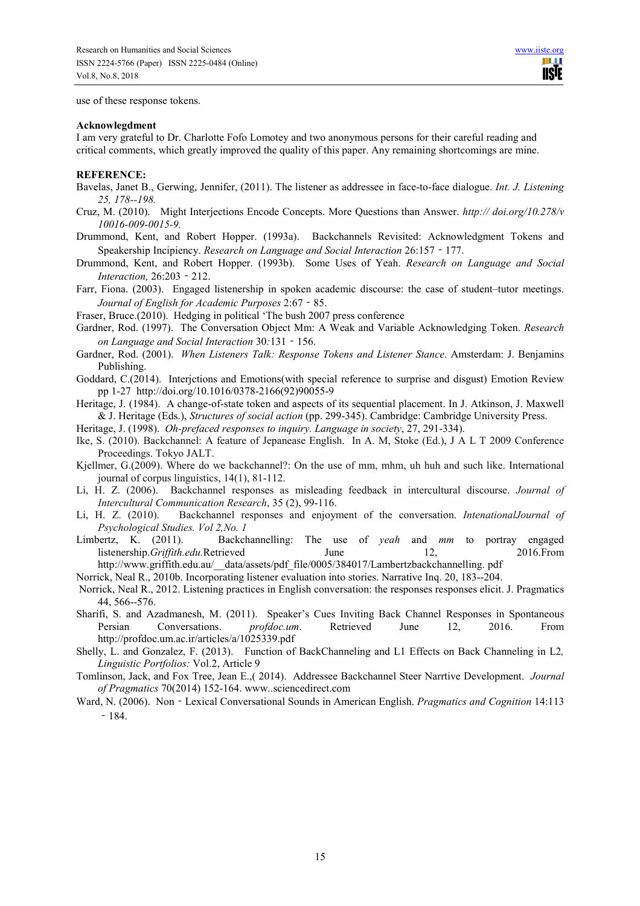use of these response tokens.

**Acknowlegdment**

I am very grateful to Dr. Charlotte Fofo Lomotey and two anonymous persons for their careful reading and critical comments, which greatly improved the quality of this paper. Any remaining shortcomings are mine.

**REFERENCE:**

Bavelas, Janet B., Gerwing, Jennifer, (2011). The listener as addressee in face-to-face dialogue. *Int. J. Listening 25, 178--198.*

Cruz, M. (2010). Might Interjections Encode Concepts. More Questions than Answer. *http:// doi.org/10.278/v 10016-009-0015-9.*

Drummond, Kent, and Robert Hopper. (1993a). Backchannels Revisited: Acknowledgment Tokens and Speakership Incipiency. *Research on Language and Social Interaction* 26:157 ‑ 177.

Drummond, Kent, and Robert Hopper. (1993b). Some Uses of Yeah. *Research on Language and Social Interaction,* 26:203 ‑ 212.

Farr, Fiona. (2003). Engaged listenership in spoken academic discourse: the case of student–tutor meetings. *Journal of English for Academic Purposes* 2:67 ‑ 85.

Fraser, Bruce.(2010). Hedging in political 'The bush 2007 press conference

Gardner, Rod. (1997). The Conversation Object Mm: A Weak and Variable Acknowledging Token. *Research on Language and Social Interaction* 30*:*131 ‑ 156.

Gardner, Rod. (2001). *When Listeners Talk: Response Tokens and Listener Stance*. Amsterdam: J. Benjamins Publishing.

Goddard, C.(2014). Interjctions and Emotions(with special reference to surprise and disgust) Emotion Review pp 1-27 http://doi.org/10.1016/0378-2166(92)90055-9

Heritage, J. (1984). A change-of-state token and aspects of its sequential placement. In J. Atkinson, J. Maxwell & J. Heritage (Eds.), *Structures of social action* (pp. 299-345). Cambridge: Cambridge University Press.

Heritage, J. (1998). *Oh-prefaced responses to inquiry. Language in society*, 27, 291-334).

Ike, S. (2010). Backchannel: A feature of Japenease English. In A. M, Stoke (Ed.), J A L T 2009 Conference Proceedings. Tokyo JALT.

Kjellmer, G.(2009). Where do we backchannel?: On the use of mm, mhm, uh huh and such like. International journal of corpus linguistics, 14(1), 81-112.

Li, H. Z. (2006). Backchannel responses as misleading feedback in intercultural discourse. *Journal of Intercultural Communication Research*, 35 (2), 99-116.

Li, H. Z. (2010). Backchannel responses and enjoyment of the conversation. *IntenationalJournal of Psychological Studies. Vol 2,No. 1*

Limbertz, K. (2011). Backchannelling: The use of *yeah* and *mm* to portray engaged listenership.*Griffith.edu.*Retrieved June 12, 2016.From http://www.griffith.edu.au/__data/assets/pdf_file/0005/384017/Lambertzbackchannelling. pdf

Norrick, Neal R., 2010b. Incorporating listener evaluation into stories. Narrative Inq. 20, 183--204.

Norrick, Neal R., 2012. Listening practices in English conversation: the responses responses elicit. J. Pragmatics 44, 566--576.

Sharifi, S. and Azadmanesh, M. (2011). Speaker's Cues Inviting Back Channel Responses in Spontaneous Persian Conversations. *profdoc.um*. Retrieved June 12, 2016. From http://profdoc.um.ac.ir/articles/a/1025339.pdf

Shelly, L. and Gonzalez, F. (2013). Function of BackChanneling and L1 Effects on Back Channeling in L2*, Linguistic Portfolios:* Vol.2, Article 9

Tomlinson, Jack, and Fox Tree, Jean E.,( 2014). Addressee Backchannel Steer Narrtive Development. *Journal of Pragmatics* 70(2014) 152-164. www..sciencedirect.com

Ward, N. (2006). Non ‑ Lexical Conversational Sounds in American English. *Pragmatics and Cognition* 14:113 ‑ 184.